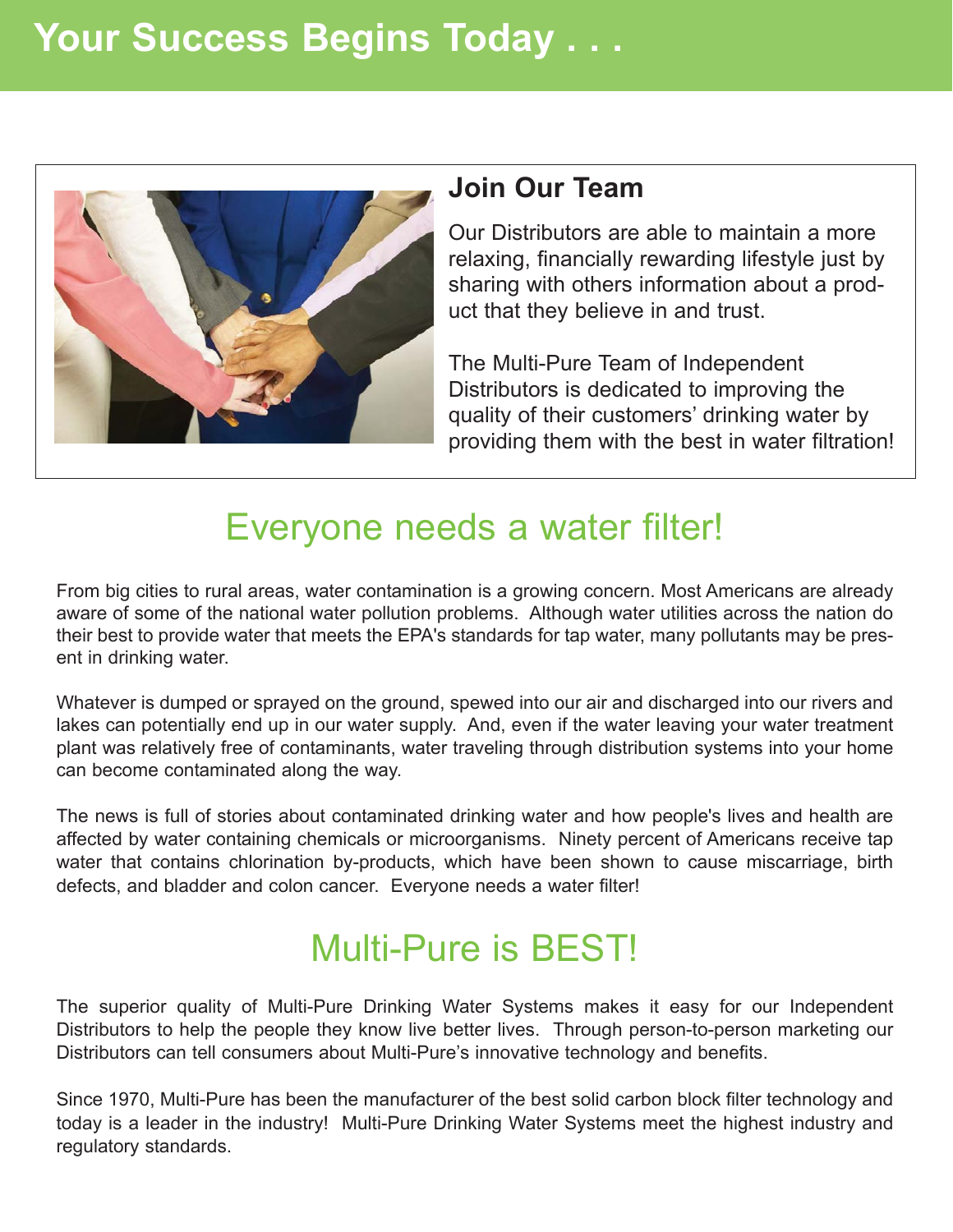# Your Success Begins Today . . .

## Join Our Team

Our Distributors are able to maintain a more relaxing, financially rewarding lifestyle just by sharing with others information about a product that they believe in and trust.

The Multi-Pure Team of Independent Distributors is dedicated to improving the quality of their customers' drinking water by providing them with the best in water filtration!

## Everyone needs a water filter!

From big cities to rural areas, water contamination is a growing concern. Most Americans are already aware of some of the national water pollution problems. Although water utilities across the nation do their best to provide water that meets the EPA's standards for tap water, many pollutants may be present in drinking water.

Whatever is dumped or sprayed on the ground, spewed into our air and discharged into our rivers and lakes can potentially end up in our water supply. And, even if the water leaving your water treatment plant was relatively free of contaminants, water traveling through distribution systems into your home can become contaminated along the way.

The news is full of stories about contaminated drinking water and how people's lives and health are affected by water containing chemicals or microorganisms. Ninety percent of Americans receive tap water that contains chlorination by-products, which have been shown to cause miscarriage, birth defects, and bladder and colon cancer. Everyone needs a water filter!

## Multi-Pure is BEST!

The superior quality of Multi-Pure Drinking Water Systems makes it easy for our Independent Distributors to help the people they know live better lives. Through person-to-person marketing our Distributors can tell consumers about Multi-Pure's innovative technology and benefits.

Since 1970, Multi-Pure has been the manufacturer of the best solid carbon block filter technology and today is a leader in the industry! Multi-Pure Drinking Water Systems meet the highest industry and regulatory standards.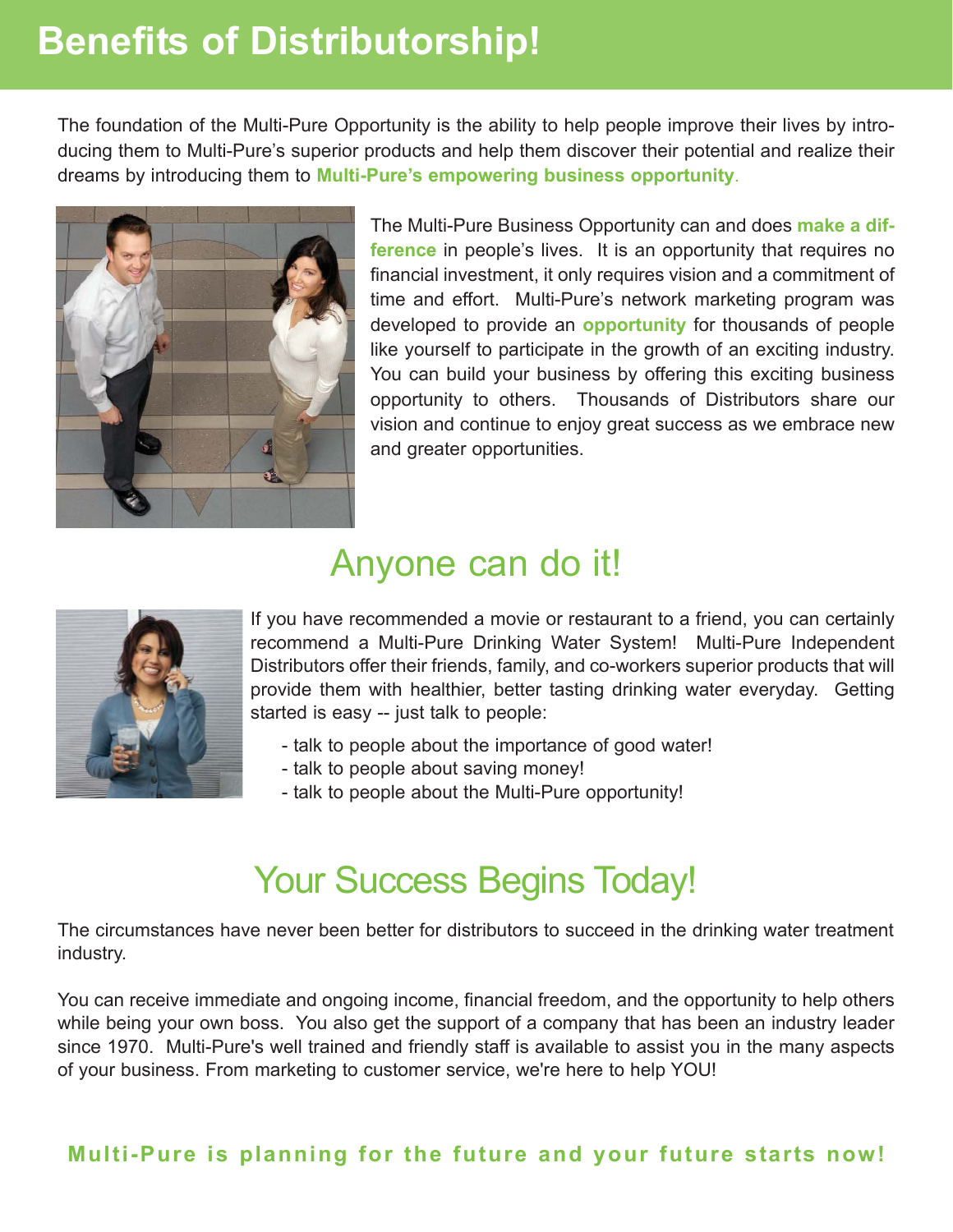# Benefits of Distributorship!

The foundation of the Multi-Pure Opportunity is the ability to help people improve their lives by introducing them to Multi-Pure's superior products and help them discover their potential and realize their dreams by introducing them to **Multi-Pure's empowering business opportunity**.

The Multi-Pure Business Opportunity can and does **make a difference** in people's lives. It is an opportunity that requires no financial investment, it only requires vision and a commitment of time and effort. Multi-Pure's network marketing program was developed to provide an **opportunity** for thousands of people like yourself to participate in the growth of an exciting industry. You can build your business by offering this exciting business opportunity to others. Thousands of Distributors share our vision and continue to enjoy great success as we embrace new and greater opportunities.

## Anyone can do it!

If you have recommended a movie or restaurant to a friend, you can certainly recommend a Multi-Pure Drinking Water System! Multi-Pure Independent Distributors offer their friends, family, and co-workers superior products that will provide them with healthier, better tasting drinking water everyday. Getting started is easy -- just talk to people:

- talk to people about the importance of good water!
- talk to people about saving money!
- talk to people about the Multi-Pure opportunity!

## Your Success Begins Today!

The circumstances have never been better for distributors to succeed in the drinking water treatment industry.

You can receive immediate and ongoing income, financial freedom, and the opportunity to help others while being your own boss. You also get the support of a company that has been an industry leader since 1970. Multi-Pure's well trained and friendly staff is available to assist you in the many aspects of your business. From marketing to customer service, we're here to help YOU!

**Multi-Pure is planning for the future and your future starts now!**